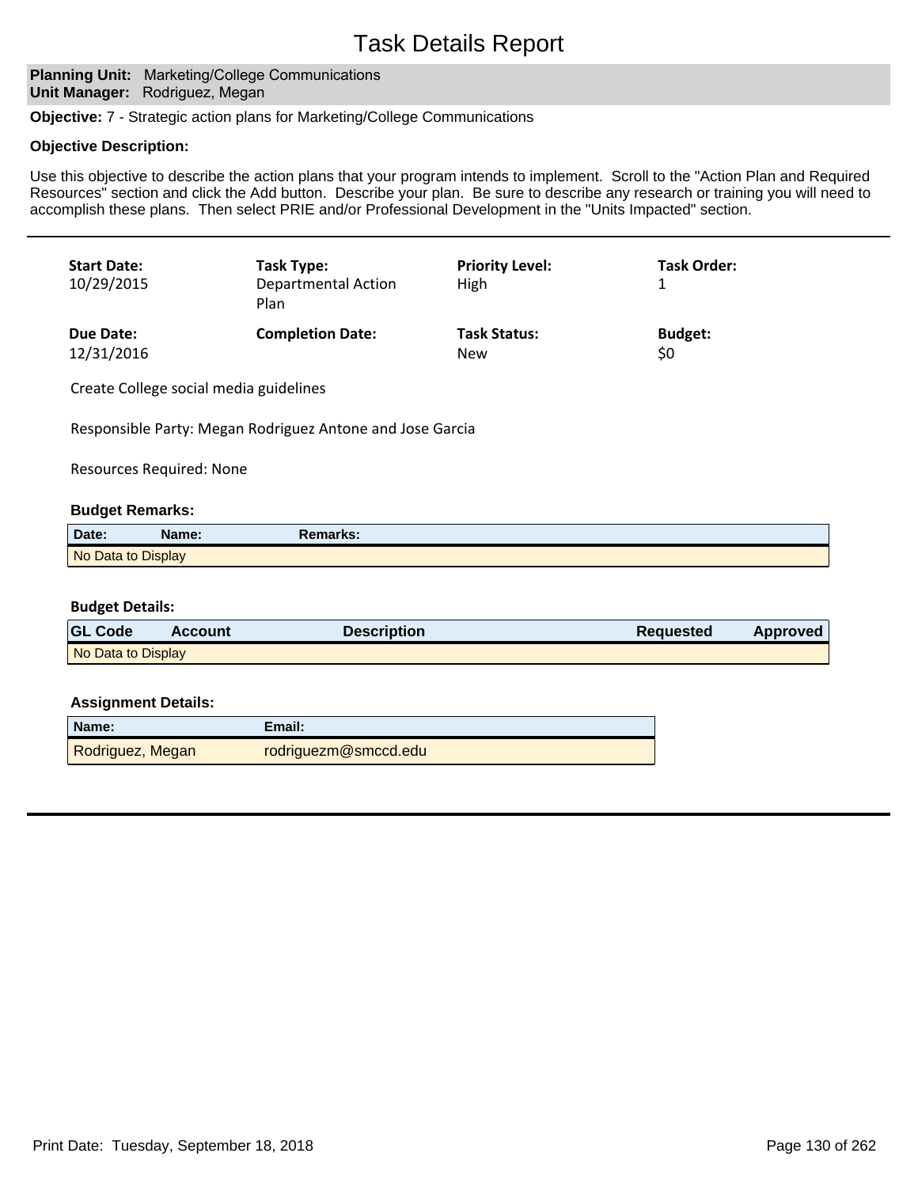# Task Details Report

**Planning Unit:** Marketing/College Communications
**Unit Manager:** Rodriguez, Megan

**Objective:** 7 - Strategic action plans for Marketing/College Communications

**Objective Description:**

Use this objective to describe the action plans that your program intends to implement. Scroll to the "Action Plan and Required Resources" section and click the Add button. Describe your plan. Be sure to describe any research or training you will need to accomplish these plans. Then select PRIE and/or Professional Development in the "Units Impacted" section.

---

| **Start Date:** | **Task Type:** | **Priority Level:** | **Task Order:** |
|---|---|---|---|
| 10/29/2015 | Departmental Action Plan | High | 1 |
| **Due Date:** | **Completion Date:** | **Task Status:** | **Budget:** |
| 12/31/2016 | | New | $0 |

Create College social media guidelines

Responsible Party: Megan Rodriguez Antone and Jose Garcia

Resources Required: None

**Budget Remarks:**

| Date: | Name: | Remarks: |
|---|---|---|
| No Data to Display | | |

**Budget Details:**

| GL Code | Account | Description | Requested | Approved |
|---|---|---|---|---|
| No Data to Display | | | | |

**Assignment Details:**

| Name: | Email: |
|---|---|
| Rodriguez, Megan | rodriguezm@smccd.edu |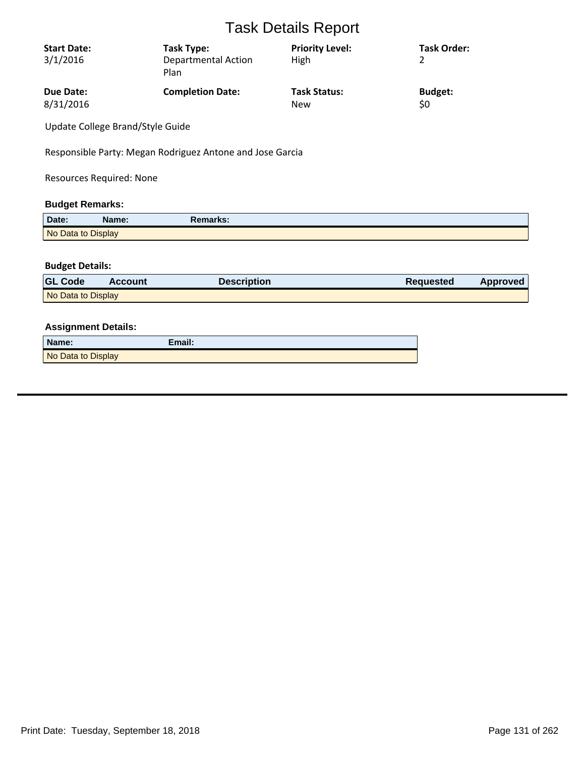# Task Details Report

| **Start Date:** | **Task Type:** | **Priority Level:** | **Task Order:** |
|---|---|---|---|
| 3/1/2016 | Departmental Action Plan | High | 2 |
| **Due Date:** | **Completion Date:** | **Task Status:** | **Budget:** |
| 8/31/2016 | | New | $0 |

Update College Brand/Style Guide

Responsible Party: Megan Rodriguez Antone and Jose Garcia

Resources Required: None

### Budget Remarks:

| Date: | Name: | Remarks: |
|---|---|---|
| No Data to Display | | |

### Budget Details:

| GL Code | Account | Description | Requested | Approved |
|---|---|---|---|---|
| No Data to Display | | | | |

### Assignment Details:

| Name: | Email: |
|---|---|
| No Data to Display | |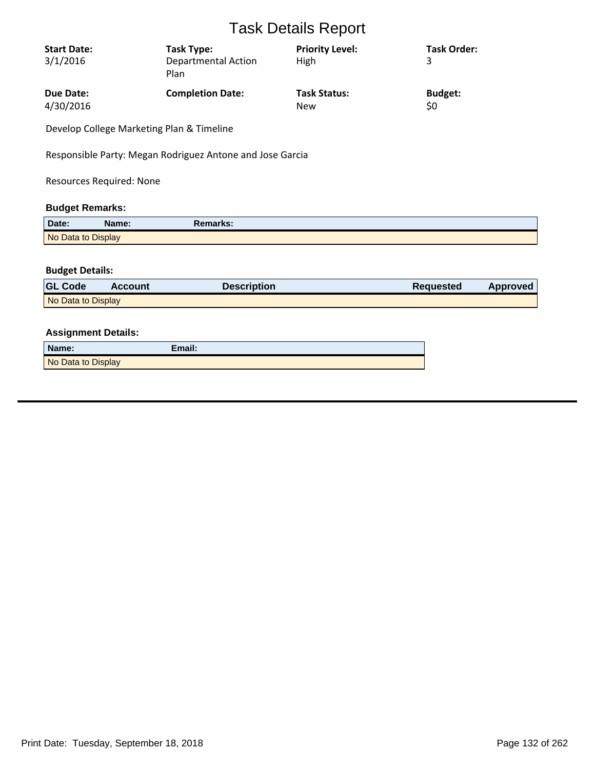# Task Details Report

| **Start Date:** | **Task Type:** | **Priority Level:** | **Task Order:** |
|---|---|---|---|
| 3/1/2016 | Departmental Action Plan | High | 3 |
| **Due Date:** | **Completion Date:** | **Task Status:** | **Budget:** |
| 4/30/2016 | | New | $0 |

Develop College Marketing Plan & Timeline

Responsible Party: Megan Rodriguez Antone and Jose Garcia

Resources Required: None

### Budget Remarks:

| Date: | Name: | Remarks: |
|---|---|---|
| No Data to Display | | |

### Budget Details:

| GL Code | Account | Description | Requested | Approved |
|---|---|---|---|---|
| No Data to Display | | | | |

### Assignment Details:

| Name: | Email: |
|---|---|
| No Data to Display | |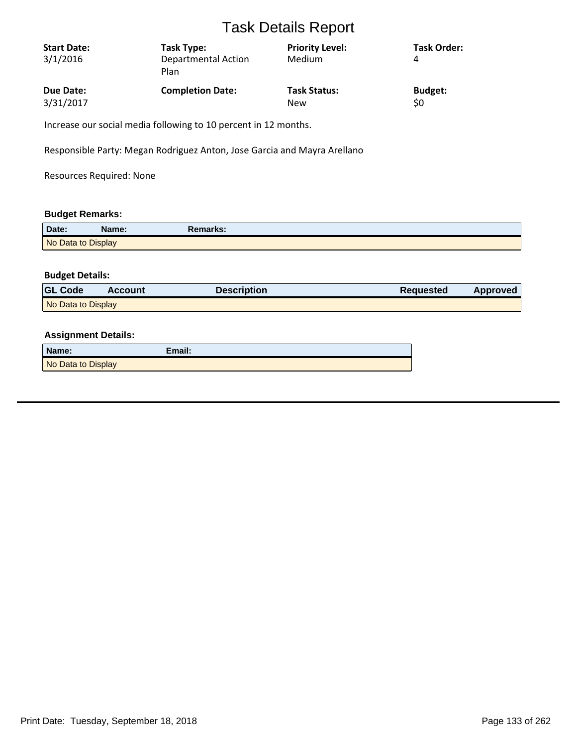# Task Details Report

| Start Date: | Task Type: | Priority Level: | Task Order: |
|---|---|---|---|
| 3/1/2016 | Departmental Action Plan | Medium | 4 |
| **Due Date:** | **Completion Date:** | **Task Status:** | **Budget:** |
| 3/31/2017 | | New | $0 |

Increase our social media following to 10 percent in 12 months.

Responsible Party: Megan Rodriguez Anton, Jose Garcia and Mayra Arellano

Resources Required: None

### Budget Remarks:

| Date: | Name: | Remarks: |
|---|---|---|
| No Data to Display | | |

### Budget Details:

| GL Code | Account | Description | Requested | Approved |
|---|---|---|---|---|
| No Data to Display | | | | |

### Assignment Details:

| Name: | Email: |
|---|---|
| No Data to Display | |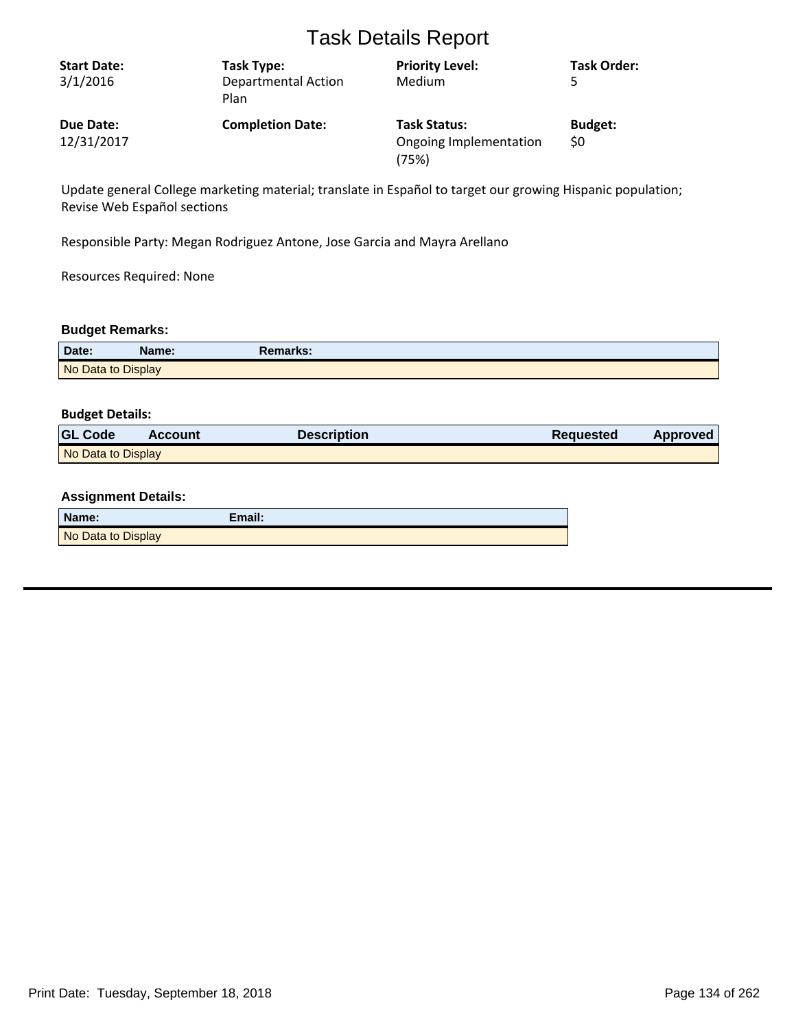# Task Details Report

| **Start Date:** | **Task Type:** | **Priority Level:** | **Task Order:** |
|---|---|---|---|
| 3/1/2016 | Departmental Action Plan | Medium | 5 |
| **Due Date:** | **Completion Date:** | **Task Status:** | **Budget:** |
| 12/31/2017 | | Ongoing Implementation (75%) | $0 |

Update general College marketing material; translate in Español to target our growing Hispanic population; Revise Web Español sections

Responsible Party: Megan Rodriguez Antone, Jose Garcia and Mayra Arellano

Resources Required: None

**Budget Remarks:**

| Date: | Name: | Remarks: |
|---|---|---|
| No Data to Display | | |

**Budget Details:**

| GL Code | Account | Description | Requested | Approved |
|---|---|---|---|---|
| No Data to Display | | | | |

**Assignment Details:**

| Name: | Email: |
|---|---|
| No Data to Display | |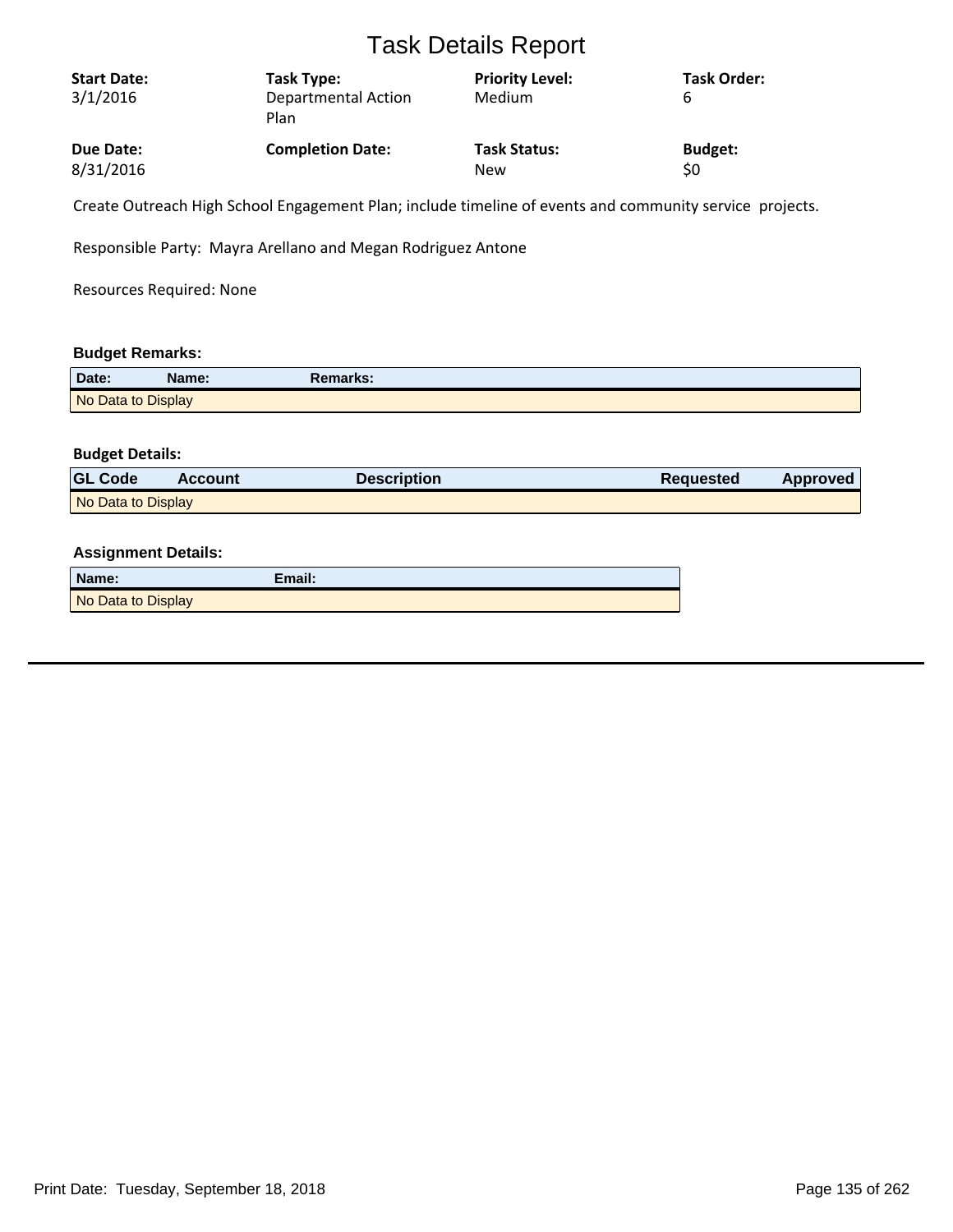# Task Details Report

| Start Date: | Task Type: | Priority Level: | Task Order: |
|---|---|---|---|
| 3/1/2016 | Departmental Action Plan | Medium | 6 |
| **Due Date:** | **Completion Date:** | **Task Status:** | **Budget:** |
| 8/31/2016 | | New | $0 |

Create Outreach High School Engagement Plan; include timeline of events and community service projects.

Responsible Party: Mayra Arellano and Megan Rodriguez Antone

Resources Required: None

**Budget Remarks:**

| Date: | Name: | Remarks: |
|---|---|---|
| No Data to Display | | |

**Budget Details:**

| GL Code | Account | Description | Requested | Approved |
|---|---|---|---|---|
| No Data to Display | | | | |

**Assignment Details:**

| Name: | Email: |
|---|---|
| No Data to Display | |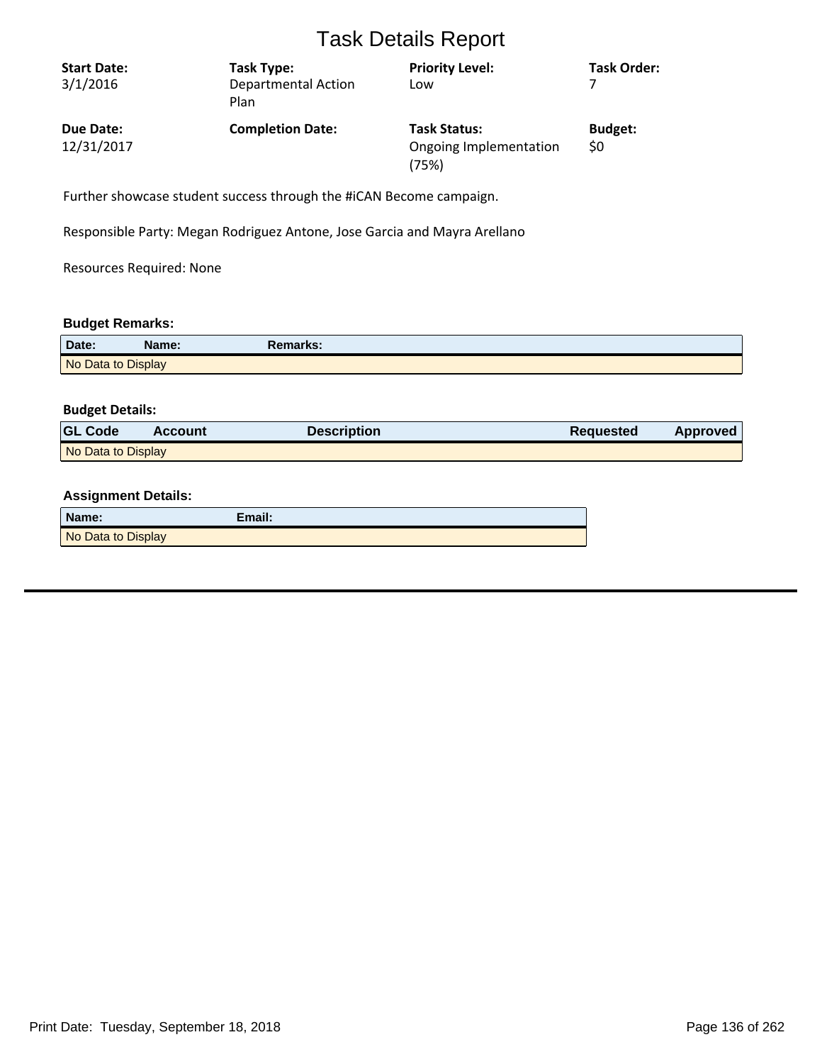# Task Details Report

| Start Date: | Task Type: | Priority Level: | Task Order: |
|---|---|---|---|
| 3/1/2016 | Departmental Action Plan | Low | 7 |
| **Due Date:** | **Completion Date:** | **Task Status:** | **Budget:** |
| 12/31/2017 | | Ongoing Implementation (75%) | $0 |

Further showcase student success through the #iCAN Become campaign.

Responsible Party: Megan Rodriguez Antone, Jose Garcia and Mayra Arellano

Resources Required: None

### Budget Remarks:

| Date: | Name: | Remarks: |
|---|---|---|
| No Data to Display | | |

### Budget Details:

| GL Code | Account | Description | Requested | Approved |
|---|---|---|---|---|
| No Data to Display | | | | |

### Assignment Details:

| Name: | Email: |
|---|---|
| No Data to Display | |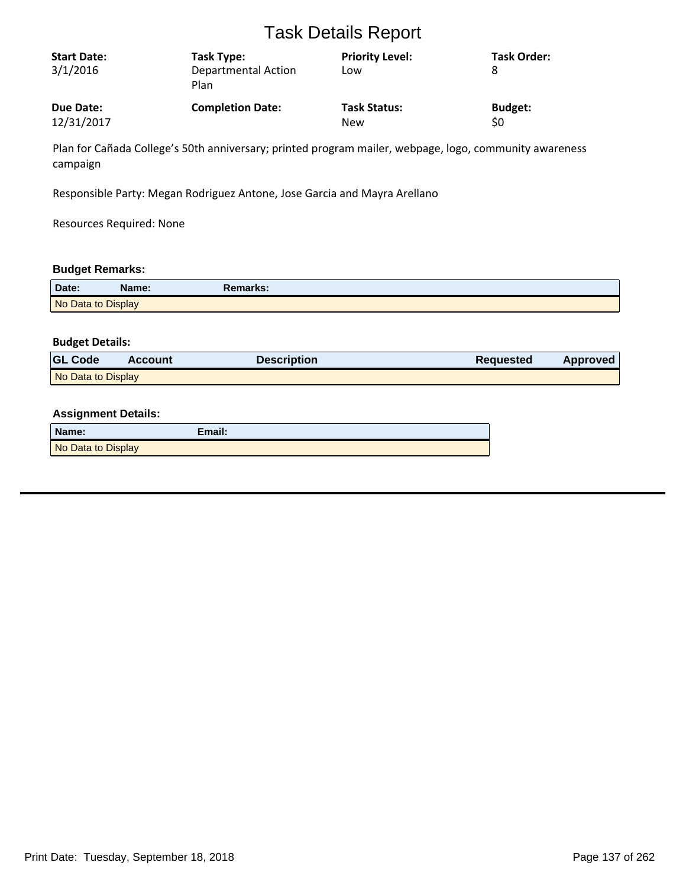# Task Details Report

| **Start Date:** | **Task Type:** | **Priority Level:** | **Task Order:** |
|---|---|---|---|
| 3/1/2016 | Departmental Action Plan | Low | 8 |
| **Due Date:** | **Completion Date:** | **Task Status:** | **Budget:** |
| 12/31/2017 | | New | $0 |

Plan for Cañada College's 50th anniversary; printed program mailer, webpage, logo, community awareness campaign

Responsible Party: Megan Rodriguez Antone, Jose Garcia and Mayra Arellano

Resources Required: None

**Budget Remarks:**

| Date: | Name: | Remarks: |
|---|---|---|
| No Data to Display | | |

**Budget Details:**

| GL Code | Account | Description | Requested | Approved |
|---|---|---|---|---|
| No Data to Display | | | | |

**Assignment Details:**

| Name: | Email: |
|---|---|
| No Data to Display | |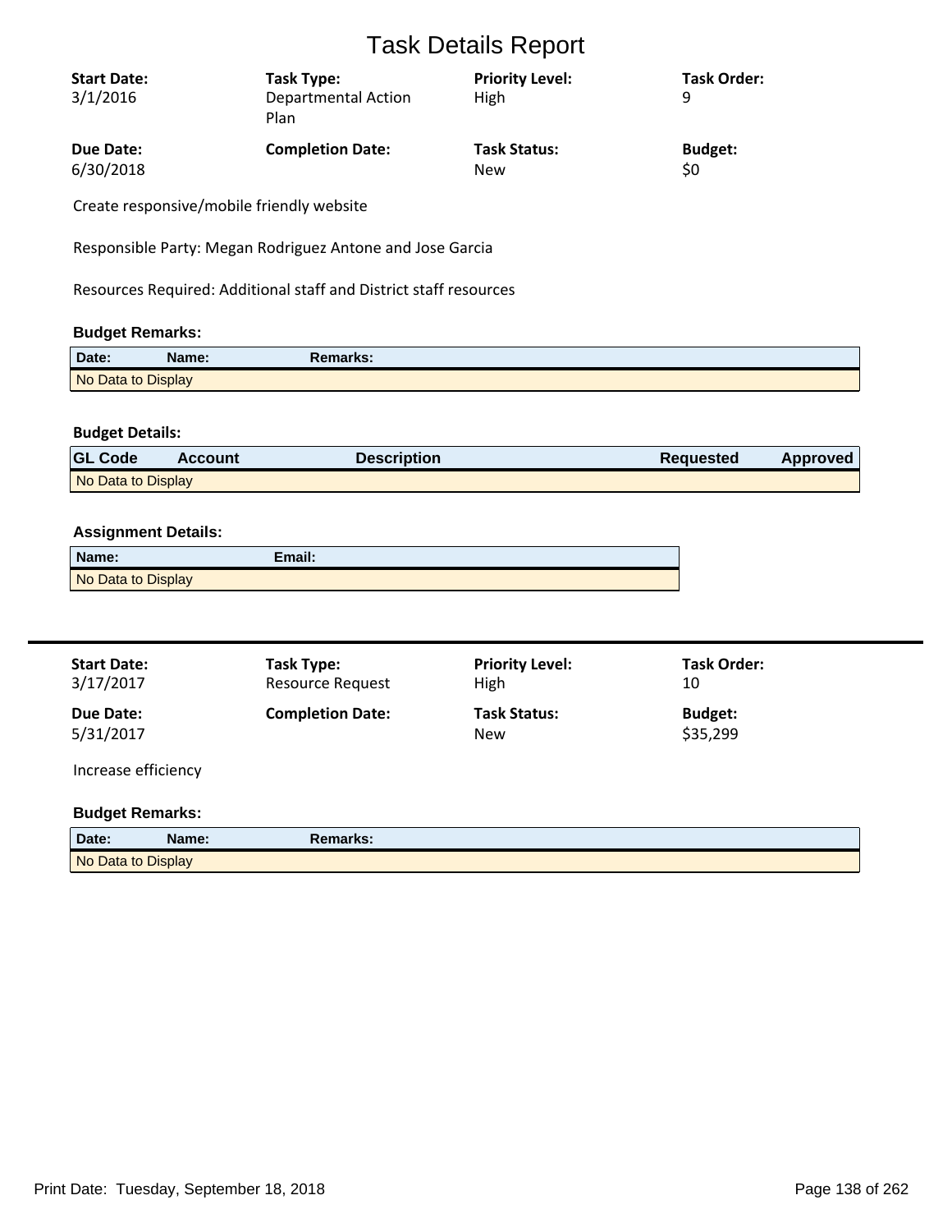# Task Details Report

| Start Date: | Task Type: | Priority Level: | Task Order: |
| --- | --- | --- | --- |
| 3/1/2016 | Departmental Action Plan | High | 9 |
| **Due Date:** | **Completion Date:** | **Task Status:** | **Budget:** |
| 6/30/2018 | | New | $0 |

Create responsive/mobile friendly website

Responsible Party: Megan Rodriguez Antone and Jose Garcia

Resources Required: Additional staff and District staff resources

**Budget Remarks:**

| Date: | Name: | Remarks: |
| --- | --- | --- |
| No Data to Display | | |

**Budget Details:**

| GL Code | Account | Description | Requested | Approved |
| --- | --- | --- | --- | --- |
| No Data to Display | | | | |

**Assignment Details:**

| Name: | Email: |
| --- | --- |
| No Data to Display | |

---

| Start Date: | Task Type: | Priority Level: | Task Order: |
| --- | --- | --- | --- |
| 3/17/2017 | Resource Request | High | 10 |
| **Due Date:** | **Completion Date:** | **Task Status:** | **Budget:** |
| 5/31/2017 | | New | $35,299 |

Increase efficiency

**Budget Remarks:**

| Date: | Name: | Remarks: |
| --- | --- | --- |
| No Data to Display | | |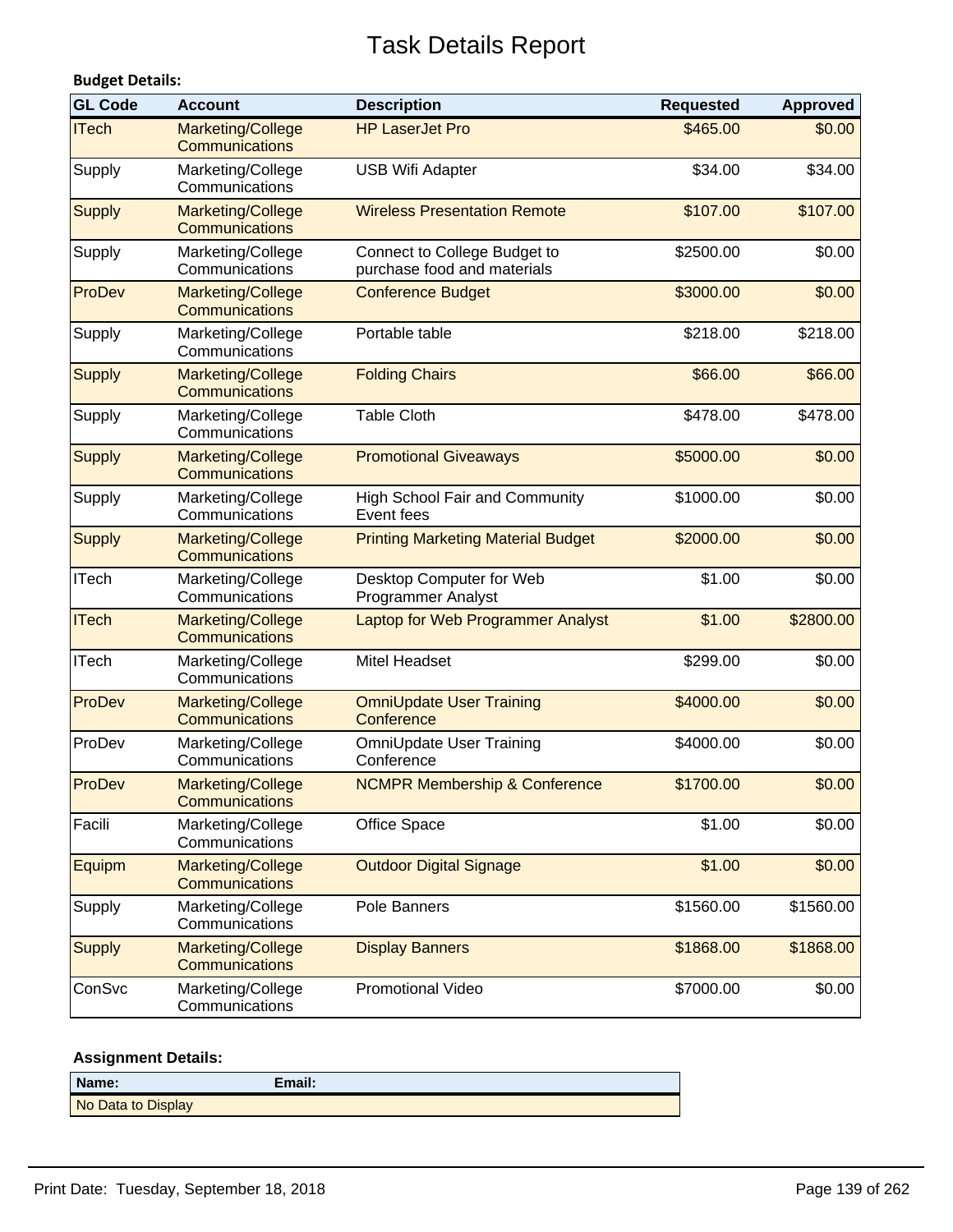# Task Details Report

**Budget Details:**

| GL Code | Account | Description | Requested | Approved |
|---|---|---|---|---|
| ITech | Marketing/College Communications | HP LaserJet Pro | $465.00 | $0.00 |
| Supply | Marketing/College Communications | USB Wifi Adapter | $34.00 | $34.00 |
| Supply | Marketing/College Communications | Wireless Presentation Remote | $107.00 | $107.00 |
| Supply | Marketing/College Communications | Connect to College Budget to purchase food and materials | $2500.00 | $0.00 |
| ProDev | Marketing/College Communications | Conference Budget | $3000.00 | $0.00 |
| Supply | Marketing/College Communications | Portable table | $218.00 | $218.00 |
| Supply | Marketing/College Communications | Folding Chairs | $66.00 | $66.00 |
| Supply | Marketing/College Communications | Table Cloth | $478.00 | $478.00 |
| Supply | Marketing/College Communications | Promotional Giveaways | $5000.00 | $0.00 |
| Supply | Marketing/College Communications | High School Fair and Community Event fees | $1000.00 | $0.00 |
| Supply | Marketing/College Communications | Printing Marketing Material Budget | $2000.00 | $0.00 |
| ITech | Marketing/College Communications | Desktop Computer for Web Programmer Analyst | $1.00 | $0.00 |
| ITech | Marketing/College Communications | Laptop for Web Programmer Analyst | $1.00 | $2800.00 |
| ITech | Marketing/College Communications | Mitel Headset | $299.00 | $0.00 |
| ProDev | Marketing/College Communications | OmniUpdate User Training Conference | $4000.00 | $0.00 |
| ProDev | Marketing/College Communications | OmniUpdate User Training Conference | $4000.00 | $0.00 |
| ProDev | Marketing/College Communications | NCMPR Membership & Conference | $1700.00 | $0.00 |
| Facili | Marketing/College Communications | Office Space | $1.00 | $0.00 |
| Equipm | Marketing/College Communications | Outdoor Digital Signage | $1.00 | $0.00 |
| Supply | Marketing/College Communications | Pole Banners | $1560.00 | $1560.00 |
| Supply | Marketing/College Communications | Display Banners | $1868.00 | $1868.00 |
| ConSvc | Marketing/College Communications | Promotional Video | $7000.00 | $0.00 |

**Assignment Details:**

| Name: | Email: |
|---|---|
| No Data to Display | |

Print Date: Tuesday, September 18, 2018